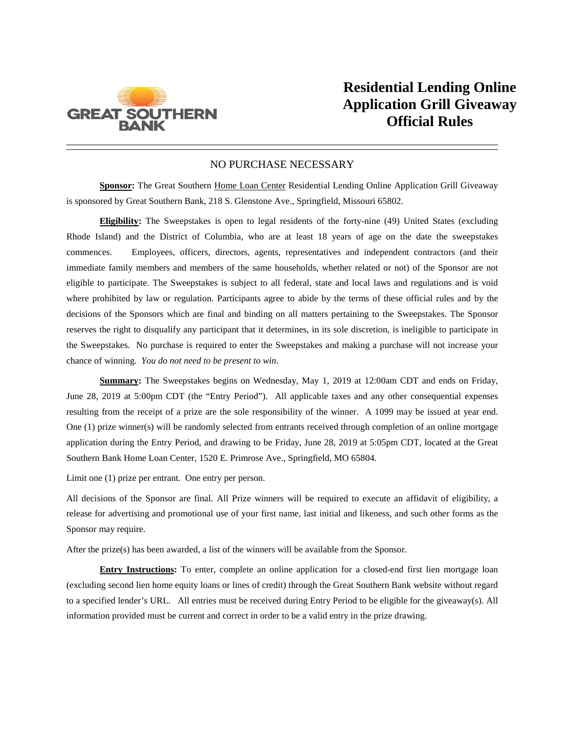GREAT SOUTHERN BANK

# Residential Lending Online Application Grill Giveaway Official Rules

NO PURCHASE NECESSARY

**Sponsor:** The Great Southern Home Loan Center Residential Lending Online Application Grill Giveaway is sponsored by Great Southern Bank, 218 S. Glenstone Ave., Springfield, Missouri 65802.

**Eligibility:** The Sweepstakes is open to legal residents of the forty-nine (49) United States (excluding Rhode Island) and the District of Columbia, who are at least 18 years of age on the date the sweepstakes commences. Employees, officers, directors, agents, representatives and independent contractors (and their immediate family members and members of the same households, whether related or not) of the Sponsor are not eligible to participate. The Sweepstakes is subject to all federal, state and local laws and regulations and is void where prohibited by law or regulation. Participants agree to abide by the terms of these official rules and by the decisions of the Sponsors which are final and binding on all matters pertaining to the Sweepstakes. The Sponsor reserves the right to disqualify any participant that it determines, in its sole discretion, is ineligible to participate in the Sweepstakes. No purchase is required to enter the Sweepstakes and making a purchase will not increase your chance of winning. *You do not need to be present to win.*

**Summary:** The Sweepstakes begins on Wednesday, May 1, 2019 at 12:00am CDT and ends on Friday, June 28, 2019 at 5:00pm CDT (the "Entry Period"). All applicable taxes and any other consequential expenses resulting from the receipt of a prize are the sole responsibility of the winner. A 1099 may be issued at year end. One (1) prize winner(s) will be randomly selected from entrants received through completion of an online mortgage application during the Entry Period, and drawing to be Friday, June 28, 2019 at 5:05pm CDT, located at the Great Southern Bank Home Loan Center, 1520 E. Primrose Ave., Springfield, MO 65804.

Limit one (1) prize per entrant. One entry per person.

All decisions of the Sponsor are final. All Prize winners will be required to execute an affidavit of eligibility, a release for advertising and promotional use of your first name, last initial and likeness, and such other forms as the Sponsor may require.

After the prize(s) has been awarded, a list of the winners will be available from the Sponsor.

**Entry Instructions:** To enter, complete an online application for a closed-end first lien mortgage loan (excluding second lien home equity loans or lines of credit) through the Great Southern Bank website without regard to a specified lender's URL. All entries must be received during Entry Period to be eligible for the giveaway(s). All information provided must be current and correct in order to be a valid entry in the prize drawing.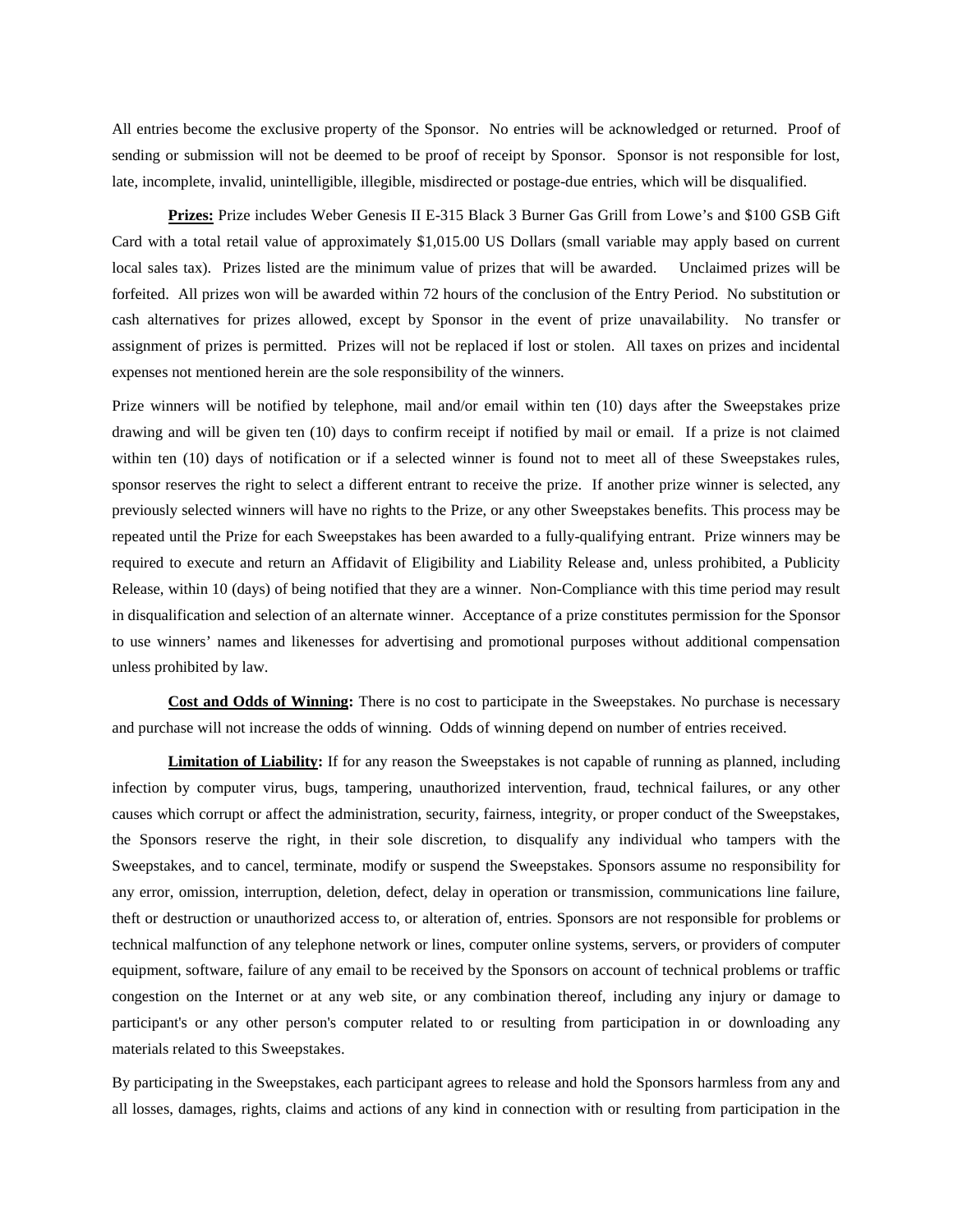All entries become the exclusive property of the Sponsor. No entries will be acknowledged or returned. Proof of sending or submission will not be deemed to be proof of receipt by Sponsor. Sponsor is not responsible for lost, late, incomplete, invalid, unintelligible, illegible, misdirected or postage-due entries, which will be disqualified.

**Prizes:** Prize includes Weber Genesis II E-315 Black 3 Burner Gas Grill from Lowe's and $100 GSB Gift Card with a total retail value of approximately $1,015.00 US Dollars (small variable may apply based on current local sales tax). Prizes listed are the minimum value of prizes that will be awarded. Unclaimed prizes will be forfeited. All prizes won will be awarded within 72 hours of the conclusion of the Entry Period. No substitution or cash alternatives for prizes allowed, except by Sponsor in the event of prize unavailability. No transfer or assignment of prizes is permitted. Prizes will not be replaced if lost or stolen. All taxes on prizes and incidental expenses not mentioned herein are the sole responsibility of the winners.

Prize winners will be notified by telephone, mail and/or email within ten (10) days after the Sweepstakes prize drawing and will be given ten (10) days to confirm receipt if notified by mail or email. If a prize is not claimed within ten (10) days of notification or if a selected winner is found not to meet all of these Sweepstakes rules, sponsor reserves the right to select a different entrant to receive the prize. If another prize winner is selected, any previously selected winners will have no rights to the Prize, or any other Sweepstakes benefits. This process may be repeated until the Prize for each Sweepstakes has been awarded to a fully-qualifying entrant. Prize winners may be required to execute and return an Affidavit of Eligibility and Liability Release and, unless prohibited, a Publicity Release, within 10 (days) of being notified that they are a winner. Non-Compliance with this time period may result in disqualification and selection of an alternate winner. Acceptance of a prize constitutes permission for the Sponsor to use winners' names and likenesses for advertising and promotional purposes without additional compensation unless prohibited by law.

**Cost and Odds of Winning:** There is no cost to participate in the Sweepstakes. No purchase is necessary and purchase will not increase the odds of winning. Odds of winning depend on number of entries received.

**Limitation of Liability:** If for any reason the Sweepstakes is not capable of running as planned, including infection by computer virus, bugs, tampering, unauthorized intervention, fraud, technical failures, or any other causes which corrupt or affect the administration, security, fairness, integrity, or proper conduct of the Sweepstakes, the Sponsors reserve the right, in their sole discretion, to disqualify any individual who tampers with the Sweepstakes, and to cancel, terminate, modify or suspend the Sweepstakes. Sponsors assume no responsibility for any error, omission, interruption, deletion, defect, delay in operation or transmission, communications line failure, theft or destruction or unauthorized access to, or alteration of, entries. Sponsors are not responsible for problems or technical malfunction of any telephone network or lines, computer online systems, servers, or providers of computer equipment, software, failure of any email to be received by the Sponsors on account of technical problems or traffic congestion on the Internet or at any web site, or any combination thereof, including any injury or damage to participant's or any other person's computer related to or resulting from participation in or downloading any materials related to this Sweepstakes.

By participating in the Sweepstakes, each participant agrees to release and hold the Sponsors harmless from any and all losses, damages, rights, claims and actions of any kind in connection with or resulting from participation in the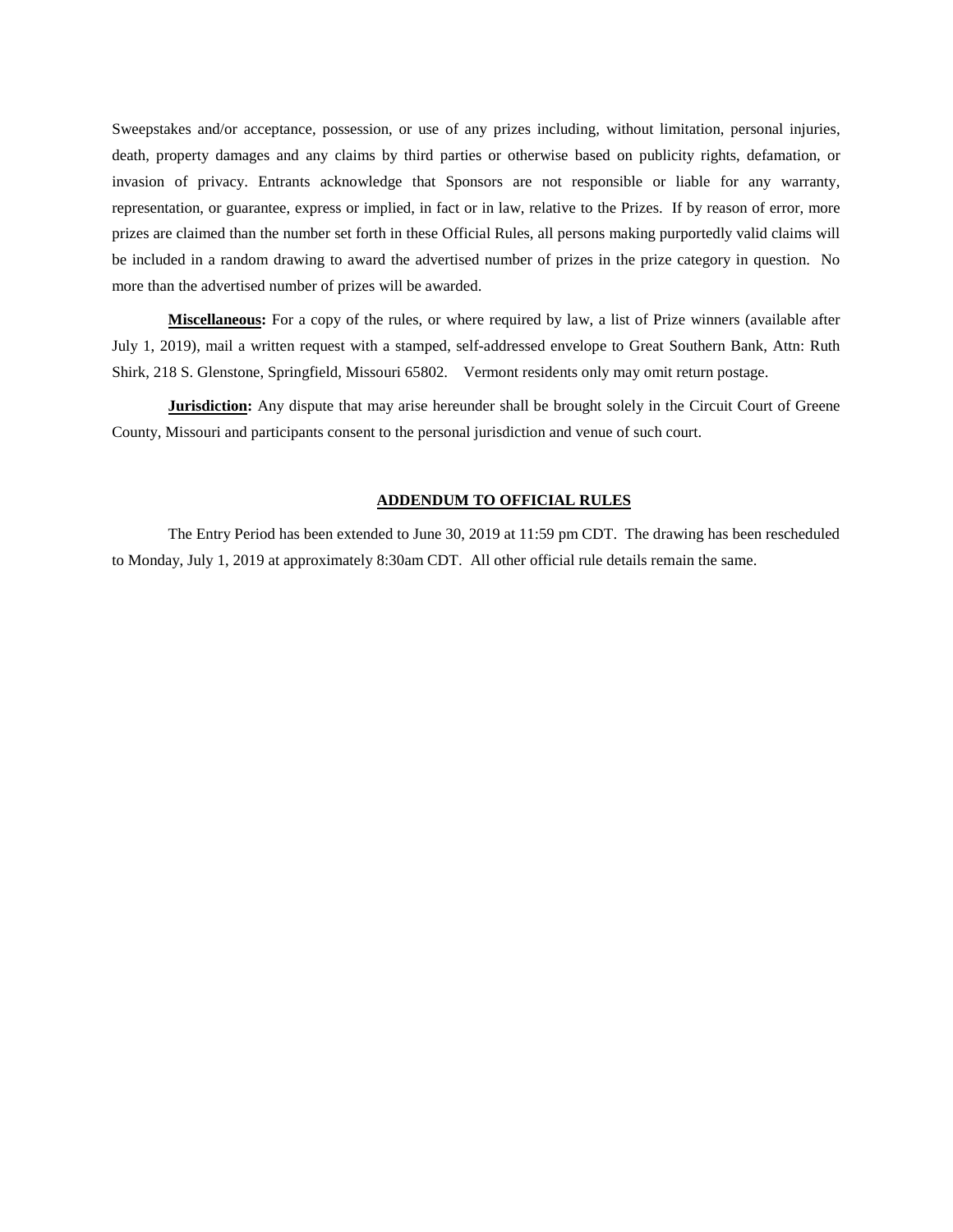Sweepstakes and/or acceptance, possession, or use of any prizes including, without limitation, personal injuries, death, property damages and any claims by third parties or otherwise based on publicity rights, defamation, or invasion of privacy. Entrants acknowledge that Sponsors are not responsible or liable for any warranty, representation, or guarantee, express or implied, in fact or in law, relative to the Prizes. If by reason of error, more prizes are claimed than the number set forth in these Official Rules, all persons making purportedly valid claims will be included in a random drawing to award the advertised number of prizes in the prize category in question. No more than the advertised number of prizes will be awarded.

**Miscellaneous:** For a copy of the rules, or where required by law, a list of Prize winners (available after July 1, 2019), mail a written request with a stamped, self-addressed envelope to Great Southern Bank, Attn: Ruth Shirk, 218 S. Glenstone, Springfield, Missouri 65802. Vermont residents only may omit return postage.

**Jurisdiction:** Any dispute that may arise hereunder shall be brought solely in the Circuit Court of Greene County, Missouri and participants consent to the personal jurisdiction and venue of such court.

## ADDENDUM TO OFFICIAL RULES

The Entry Period has been extended to June 30, 2019 at 11:59 pm CDT. The drawing has been rescheduled to Monday, July 1, 2019 at approximately 8:30am CDT. All other official rule details remain the same.